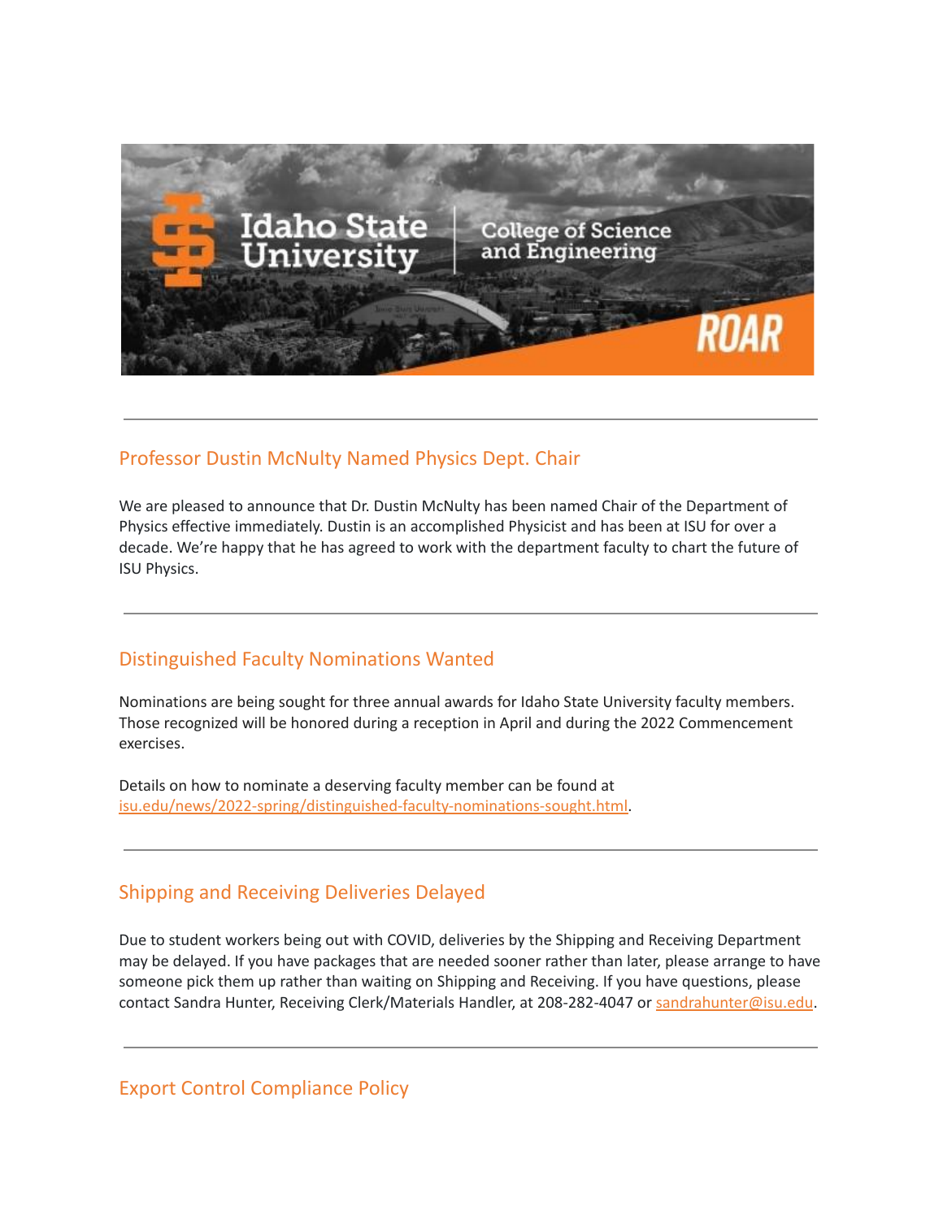## Professor Dustin McNulty Named Physics Dept. Chair

We are pleased to announce that Dr. Dustin McNulty has been named Chair of the Department of Physics effective immediately. Dustin is an accomplished Physicist and has been at ISU for over a decade. We're happy that he has agreed to work with the department faculty to chart the future of ISU Physics.

---

## Distinguished Faculty Nominations Wanted

Nominations are being sought for three annual awards for Idaho State University faculty members. Those recognized will be honored during a reception in April and during the 2022 Commencement exercises.

Details on how to nominate a deserving faculty member can be found at [isu.edu/news/2022-spring/distinguished-faculty-nominations-sought.html](isu.edu/news/2022-spring/distinguished-faculty-nominations-sought.html).

---

## Shipping and Receiving Deliveries Delayed

Due to student workers being out with COVID, deliveries by the Shipping and Receiving Department may be delayed. If you have packages that are needed sooner rather than later, please arrange to have someone pick them up rather than waiting on Shipping and Receiving. If you have questions, please contact Sandra Hunter, Receiving Clerk/Materials Handler, at 208-282-4047 or [sandrahunter@isu.edu](mailto:sandrahunter@isu.edu).

---

## Export Control Compliance Policy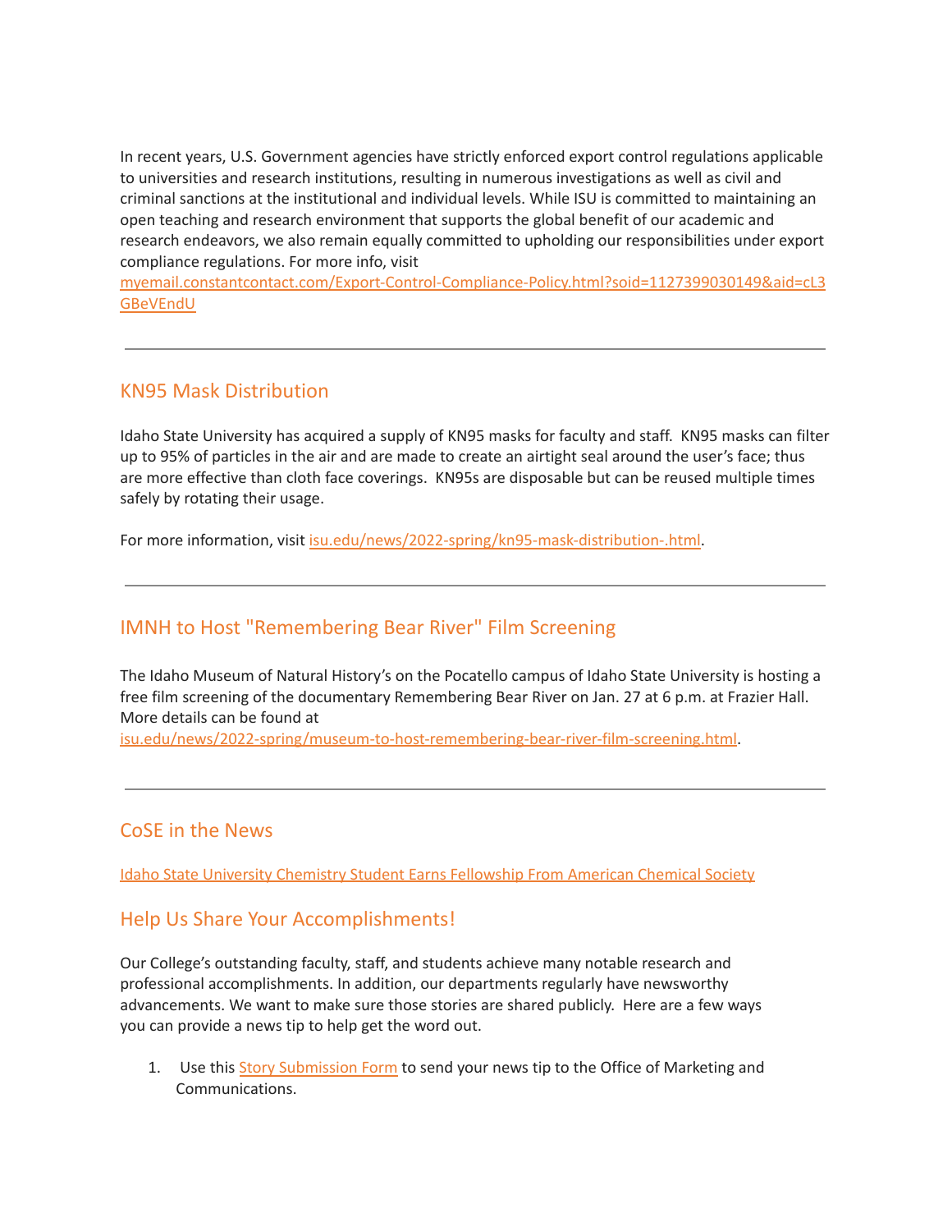In recent years, U.S. Government agencies have strictly enforced export control regulations applicable to universities and research institutions, resulting in numerous investigations as well as civil and criminal sanctions at the institutional and individual levels. While ISU is committed to maintaining an open teaching and research environment that supports the global benefit of our academic and research endeavors, we also remain equally committed to upholding our responsibilities under export compliance regulations. For more info, visit [myemail.constantcontact.com/Export-Control-Compliance-Policy.html?soid=1127399030149&aid=cL3GBeVEndU](myemail.constantcontact.com/Export-Control-Compliance-Policy.html?soid=1127399030149&aid=cL3GBeVEndU)

---

## KN95 Mask Distribution

Idaho State University has acquired a supply of KN95 masks for faculty and staff. KN95 masks can filter up to 95% of particles in the air and are made to create an airtight seal around the user's face; thus are more effective than cloth face coverings. KN95s are disposable but can be reused multiple times safely by rotating their usage.

For more information, visit [isu.edu/news/2022-spring/kn95-mask-distribution-.html](isu.edu/news/2022-spring/kn95-mask-distribution-.html).

---

## IMNH to Host "Remembering Bear River" Film Screening

The Idaho Museum of Natural History's on the Pocatello campus of Idaho State University is hosting a free film screening of the documentary Remembering Bear River on Jan. 27 at 6 p.m. at Frazier Hall. More details can be found at [isu.edu/news/2022-spring/museum-to-host-remembering-bear-river-film-screening.html](isu.edu/news/2022-spring/museum-to-host-remembering-bear-river-film-screening.html).

---

## CoSE in the News

Idaho State University Chemistry Student Earns Fellowship From American Chemical Society

## Help Us Share Your Accomplishments!

Our College's outstanding faculty, staff, and students achieve many notable research and professional accomplishments. In addition, our departments regularly have newsworthy advancements. We want to make sure those stories are shared publicly. Here are a few ways you can provide a news tip to help get the word out.

1. Use this Story Submission Form to send your news tip to the Office of Marketing and Communications.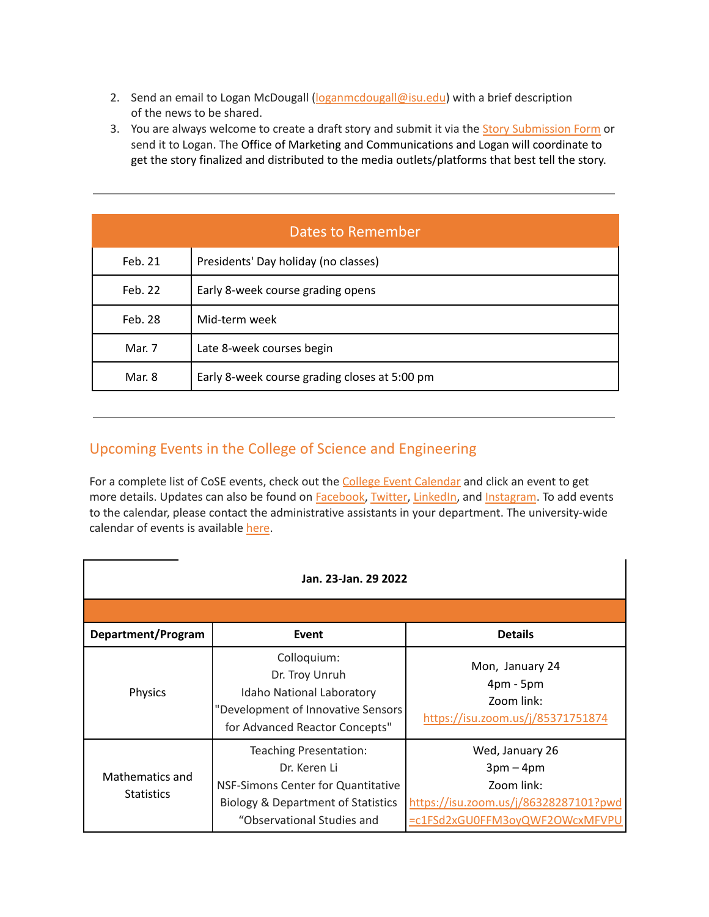2. Send an email to Logan McDougall (loganmcdougall@isu.edu) with a brief description of the news to be shared.
3. You are always welcome to create a draft story and submit it via the Story Submission Form or send it to Logan. The Office of Marketing and Communications and Logan will coordinate to get the story finalized and distributed to the media outlets/platforms that best tell the story.

---

| Dates to Remember | |
|---|---|
| Feb. 21 | Presidents' Day holiday (no classes) |
| Feb. 22 | Early 8-week course grading opens |
| Feb. 28 | Mid-term week |
| Mar. 7 | Late 8-week courses begin |
| Mar. 8 | Early 8-week course grading closes at 5:00 pm |

---

## Upcoming Events in the College of Science and Engineering

For a complete list of CoSE events, check out the College Event Calendar and click an event to get more details. Updates can also be found on Facebook, Twitter, LinkedIn, and Instagram. To add events to the calendar, please contact the administrative assistants in your department. The university-wide calendar of events is available here.

**Jan. 23-Jan. 29 2022**

| **Department/Program** | **Event** | **Details** |
|---|---|---|
| Physics | Colloquium:<br>Dr. Troy Unruh<br>Idaho National Laboratory<br>"Development of Innovative Sensors for Advanced Reactor Concepts" | Mon, January 24<br>4pm - 5pm<br>Zoom link:<br>https://isu.zoom.us/j/85371751874 |
| Mathematics and Statistics | Teaching Presentation:<br>Dr. Keren Li<br>NSF-Simons Center for Quantitative Biology & Department of Statistics<br>"Observational Studies and | Wed, January 26<br>3pm – 4pm<br>Zoom link:<br>https://isu.zoom.us/j/86328287101?pwd=c1FSd2xGU0FFM3oyQWF2OWcxMFVPU |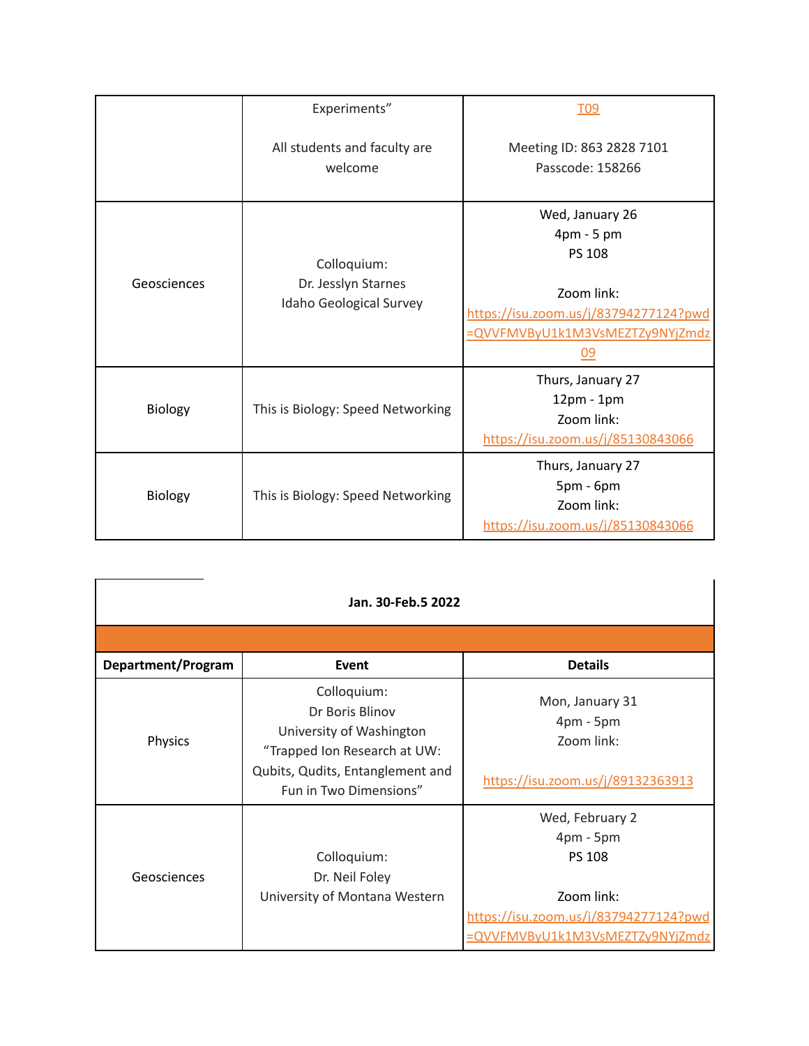|  |  |  |
|---|---|---|
|  | Experiments"<br><br>All students and faculty are welcome | T09<br><br>Meeting ID: 863 2828 7101<br>Passcode: 158266 |
| Geosciences | Colloquium:<br>Dr. Jesslyn Starnes<br>Idaho Geological Survey | Wed, January 26<br>4pm - 5 pm<br>PS 108<br><br>Zoom link:<br>https://isu.zoom.us/j/83794277124?pwd=QVVFMVByU1k1M3VsMEZTZy9NYjZmdz09 |
| Biology | This is Biology: Speed Networking | Thurs, January 27<br>12pm - 1pm<br>Zoom link:<br>https://isu.zoom.us/j/85130843066 |
| Biology | This is Biology: Speed Networking | Thurs, January 27<br>5pm - 6pm<br>Zoom link:<br>https://isu.zoom.us/j/85130843066 |

**Jan. 30-Feb.5 2022**

| Department/Program | Event | Details |
|---|---|---|
| Physics | Colloquium:<br>Dr Boris Blinov<br>University of Washington<br>"Trapped Ion Research at UW: Qubits, Qudits, Entanglement and Fun in Two Dimensions" | Mon, January 31<br>4pm - 5pm<br>Zoom link:<br><br>https://isu.zoom.us/j/89132363913 |
| Geosciences | Colloquium:<br>Dr. Neil Foley<br>University of Montana Western | Wed, February 2<br>4pm - 5pm<br>PS 108<br><br>Zoom link:<br>https://isu.zoom.us/j/83794277124?pwd=QVVFMVByU1k1M3VsMEZTZy9NYjZmdz |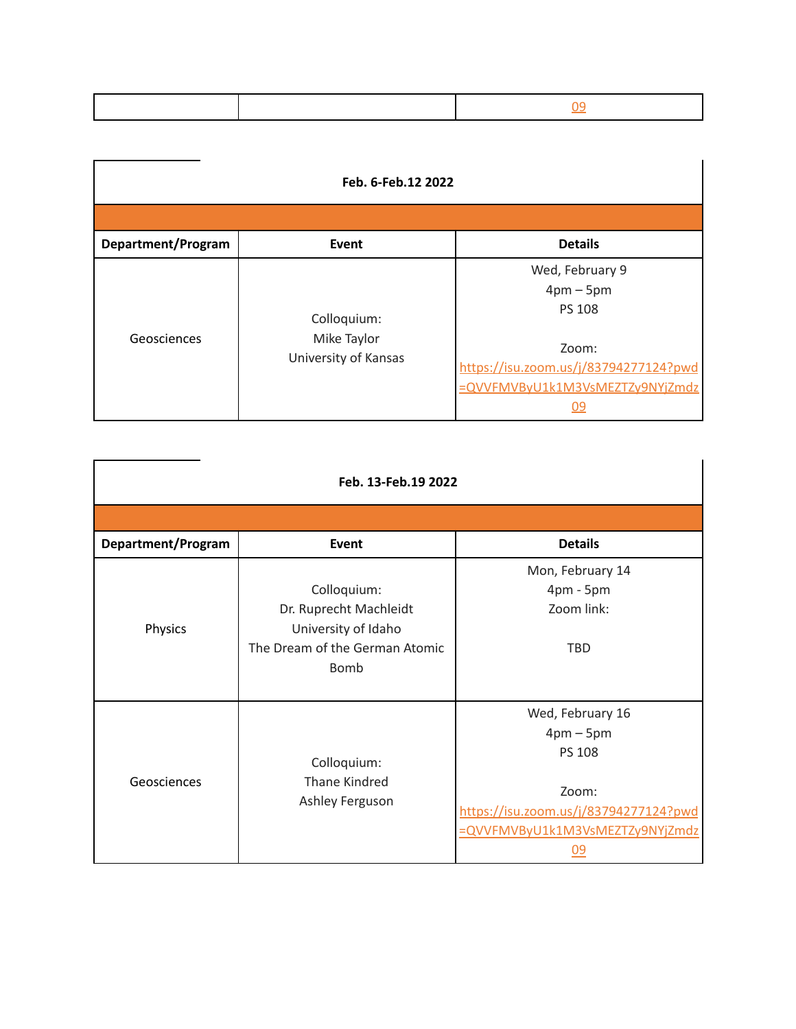| | | |
|---|---|---|
| | | 09 |

| Feb. 6-Feb.12 2022 | | |
|---|---|---|
| | | |
| **Department/Program** | **Event** | **Details** |
| Geosciences | Colloquium:<br>Mike Taylor<br>University of Kansas | Wed, February 9<br>4pm – 5pm<br>PS 108<br><br>Zoom:<br>https://isu.zoom.us/j/83794277124?pwd=QVVFMVByU1k1M3VsMEZTZy9NYjZmdz09 |

| Feb. 13-Feb.19 2022 | | |
|---|---|---|
| | | |
| **Department/Program** | **Event** | **Details** |
| Physics | Colloquium:<br>Dr. Ruprecht Machleidt<br>University of Idaho<br>The Dream of the German Atomic Bomb | Mon, February 14<br>4pm - 5pm<br>Zoom link:<br><br>TBD |
| Geosciences | Colloquium:<br>Thane Kindred<br>Ashley Ferguson | Wed, February 16<br>4pm – 5pm<br>PS 108<br><br>Zoom:<br>https://isu.zoom.us/j/83794277124?pwd=QVVFMVByU1k1M3VsMEZTZy9NYjZmdz09 |